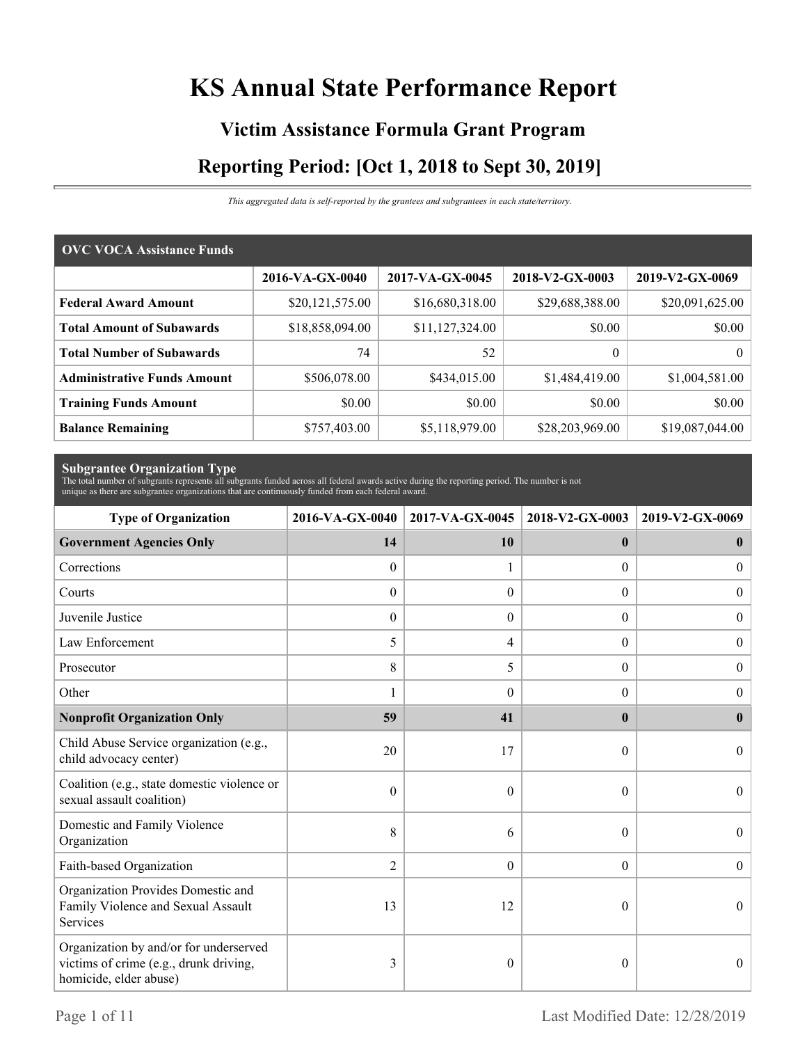# KS Annual State Performance Report

## Victim Assistance Formula Grant Program

## Reporting Period: [Oct 1, 2018 to Sept 30, 2019]

*This aggregated data is self-reported by the grantees and subgrantees in each state/territory.*

| OVC VOCA Assistance Funds | 2016-VA-GX-0040 | 2017-VA-GX-0045 | 2018-V2-GX-0003 | 2019-V2-GX-0069 |
|---|---|---|---|---|
| **Federal Award Amount** | $20,121,575.00 | $16,680,318.00 | $29,688,388.00 | $20,091,625.00 |
| **Total Amount of Subawards** | $18,858,094.00 | $11,127,324.00 | $0.00 | $0.00 |
| **Total Number of Subawards** | 74 | 52 | 0 | 0 |
| **Administrative Funds Amount** | $506,078.00 | $434,015.00 | $1,484,419.00 | $1,004,581.00 |
| **Training Funds Amount** | $0.00 | $0.00 | $0.00 | $0.00 |
| **Balance Remaining** | $757,403.00 | $5,118,979.00 | $28,203,969.00 | $19,087,044.00 |

**Subgrantee Organization Type**

The total number of subgrants represents all subgrants funded across all federal awards active during the reporting period. The number is not unique as there are subgrantee organizations that are continuously funded from each federal award.

| Type of Organization | 2016-VA-GX-0040 | 2017-VA-GX-0045 | 2018-V2-GX-0003 | 2019-V2-GX-0069 |
|---|---|---|---|---|
| **Government Agencies Only** | **14** | **10** | **0** | **0** |
| Corrections | 0 | 1 | 0 | 0 |
| Courts | 0 | 0 | 0 | 0 |
| Juvenile Justice | 0 | 0 | 0 | 0 |
| Law Enforcement | 5 | 4 | 0 | 0 |
| Prosecutor | 8 | 5 | 0 | 0 |
| Other | 1 | 0 | 0 | 0 |
| **Nonprofit Organization Only** | **59** | **41** | **0** | **0** |
| Child Abuse Service organization (e.g., child advocacy center) | 20 | 17 | 0 | 0 |
| Coalition (e.g., state domestic violence or sexual assault coalition) | 0 | 0 | 0 | 0 |
| Domestic and Family Violence Organization | 8 | 6 | 0 | 0 |
| Faith-based Organization | 2 | 0 | 0 | 0 |
| Organization Provides Domestic and Family Violence and Sexual Assault Services | 13 | 12 | 0 | 0 |
| Organization by and/or for underserved victims of crime (e.g., drunk driving, homicide, elder abuse) | 3 | 0 | 0 | 0 |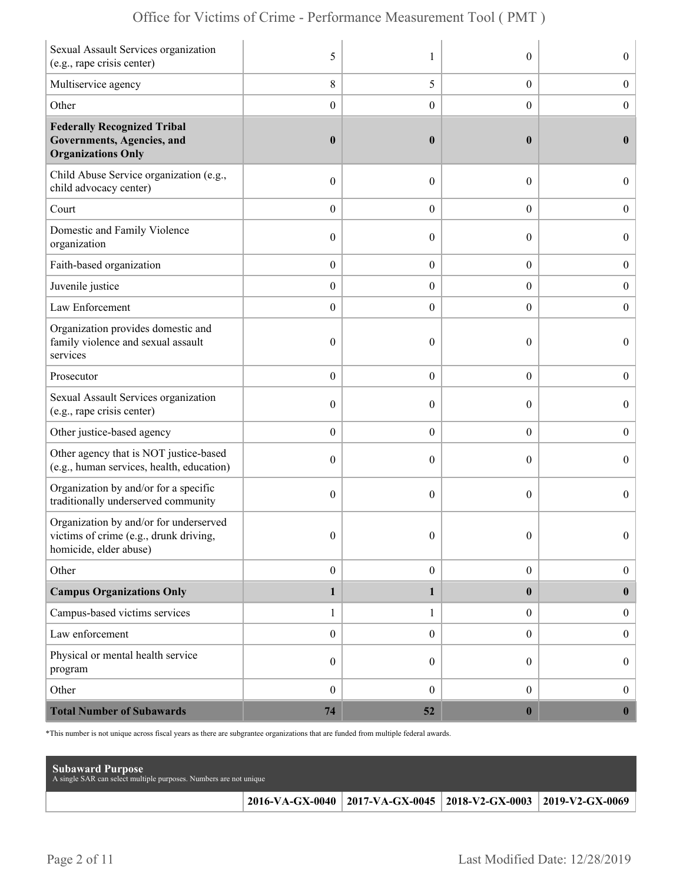| | | | | |
|---|---|---|---|---|
| Sexual Assault Services organization (e.g., rape crisis center) | 5 | 1 | 0 | 0 |
| Multiservice agency | 8 | 5 | 0 | 0 |
| Other | 0 | 0 | 0 | 0 |
| **Federally Recognized Tribal Governments, Agencies, and Organizations Only** | **0** | **0** | **0** | **0** |
| Child Abuse Service organization (e.g., child advocacy center) | 0 | 0 | 0 | 0 |
| Court | 0 | 0 | 0 | 0 |
| Domestic and Family Violence organization | 0 | 0 | 0 | 0 |
| Faith-based organization | 0 | 0 | 0 | 0 |
| Juvenile justice | 0 | 0 | 0 | 0 |
| Law Enforcement | 0 | 0 | 0 | 0 |
| Organization provides domestic and family violence and sexual assault services | 0 | 0 | 0 | 0 |
| Prosecutor | 0 | 0 | 0 | 0 |
| Sexual Assault Services organization (e.g., rape crisis center) | 0 | 0 | 0 | 0 |
| Other justice-based agency | 0 | 0 | 0 | 0 |
| Other agency that is NOT justice-based (e.g., human services, health, education) | 0 | 0 | 0 | 0 |
| Organization by and/or for a specific traditionally underserved community | 0 | 0 | 0 | 0 |
| Organization by and/or for underserved victims of crime (e.g., drunk driving, homicide, elder abuse) | 0 | 0 | 0 | 0 |
| Other | 0 | 0 | 0 | 0 |
| **Campus Organizations Only** | **1** | **1** | **0** | **0** |
| Campus-based victims services | 1 | 1 | 0 | 0 |
| Law enforcement | 0 | 0 | 0 | 0 |
| Physical or mental health service program | 0 | 0 | 0 | 0 |
| Other | 0 | 0 | 0 | 0 |
| **Total Number of Subawards** | **74** | **52** | **0** | **0** |

*This number is not unique across fiscal years as there are subgrantee organizations that are funded from multiple federal awards.

**Subaward Purpose**
A single SAR can select multiple purposes. Numbers are not unique

| | 2016-VA-GX-0040 | 2017-VA-GX-0045 | 2018-V2-GX-0003 | 2019-V2-GX-0069 |
|---|---|---|---|---|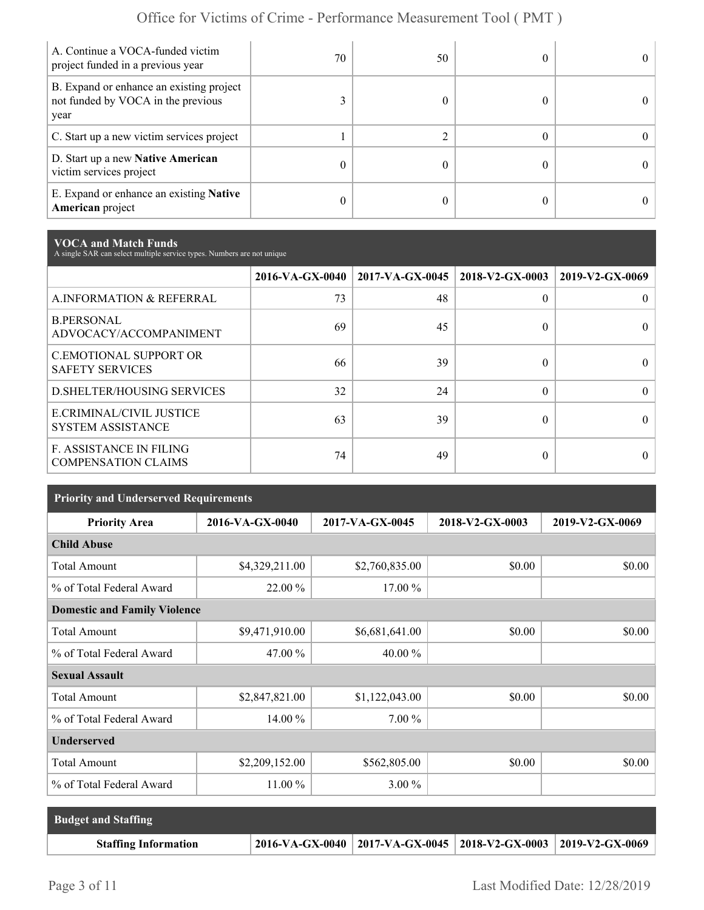| | | | | |
|---|---|---|---|---|
| A. Continue a VOCA-funded victim project funded in a previous year | 70 | 50 | 0 | 0 |
| B. Expand or enhance an existing project not funded by VOCA in the previous year | 3 | 0 | 0 | 0 |
| C. Start up a new victim services project | 1 | 2 | 0 | 0 |
| D. Start up a new **Native American** victim services project | 0 | 0 | 0 | 0 |
| E. Expand or enhance an existing **Native American** project | 0 | 0 | 0 | 0 |

**VOCA and Match Funds**
A single SAR can select multiple service types. Numbers are not unique

| | 2016-VA-GX-0040 | 2017-VA-GX-0045 | 2018-V2-GX-0003 | 2019-V2-GX-0069 |
|---|---|---|---|---|
| A.INFORMATION & REFERRAL | 73 | 48 | 0 | 0 |
| B.PERSONAL ADVOCACY/ACCOMPANIMENT | 69 | 45 | 0 | 0 |
| C.EMOTIONAL SUPPORT OR SAFETY SERVICES | 66 | 39 | 0 | 0 |
| D.SHELTER/HOUSING SERVICES | 32 | 24 | 0 | 0 |
| E.CRIMINAL/CIVIL JUSTICE SYSTEM ASSISTANCE | 63 | 39 | 0 | 0 |
| F. ASSISTANCE IN FILING COMPENSATION CLAIMS | 74 | 49 | 0 | 0 |

**Priority and Underserved Requirements**

| Priority Area | 2016-VA-GX-0040 | 2017-VA-GX-0045 | 2018-V2-GX-0003 | 2019-V2-GX-0069 |
|---|---|---|---|---|
| **Child Abuse** | | | | |
| Total Amount | $4,329,211.00 | $2,760,835.00 | $0.00 | $0.00 |
| % of Total Federal Award | 22.00 % | 17.00 % | | |
| **Domestic and Family Violence** | | | | |
| Total Amount | $9,471,910.00 | $6,681,641.00 | $0.00 | $0.00 |
| % of Total Federal Award | 47.00 % | 40.00 % | | |
| **Sexual Assault** | | | | |
| Total Amount | $2,847,821.00 | $1,122,043.00 | $0.00 | $0.00 |
| % of Total Federal Award | 14.00 % | 7.00 % | | |
| **Underserved** | | | | |
| Total Amount | $2,209,152.00 | $562,805.00 | $0.00 | $0.00 |
| % of Total Federal Award | 11.00 % | 3.00 % | | |

**Budget and Staffing**

| Staffing Information | 2016-VA-GX-0040 | 2017-VA-GX-0045 | 2018-V2-GX-0003 | 2019-V2-GX-0069 |
|---|---|---|---|---|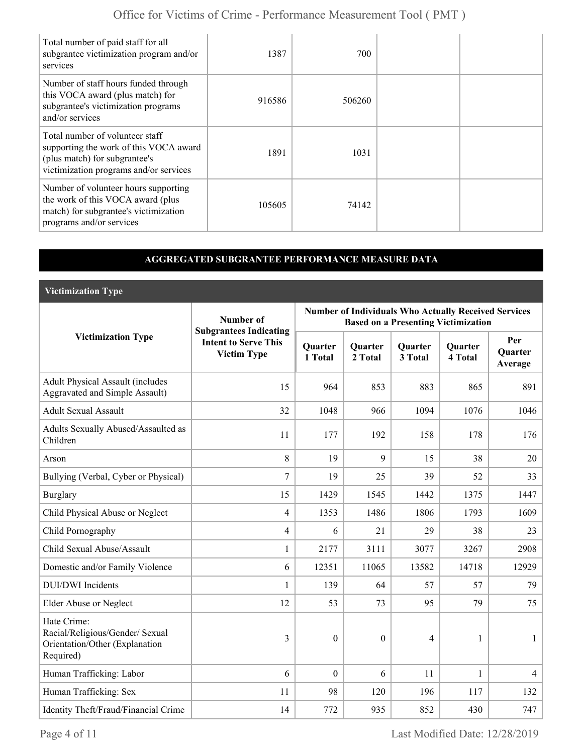| | | | | |
|---|---|---|---|---|
| Total number of paid staff for all subgrantee victimization program and/or services | 1387 | 700 | | |
| Number of staff hours funded through this VOCA award (plus match) for subgrantee's victimization programs and/or services | 916586 | 506260 | | |
| Total number of volunteer staff supporting the work of this VOCA award (plus match) for subgrantee's victimization programs and/or services | 1891 | 1031 | | |
| Number of volunteer hours supporting the work of this VOCA award (plus match) for subgrantee's victimization programs and/or services | 105605 | 74142 | | |

## AGGREGATED SUBGRANTEE PERFORMANCE MEASURE DATA

### Victimization Type

| Victimization Type | Number of Subgrantees Indicating Intent to Serve This Victim Type | Number of Individuals Who Actually Received Services Based on a Presenting Victimization | | | | |
|---|---|---|---|---|---|---|
| | | Quarter 1 Total | Quarter 2 Total | Quarter 3 Total | Quarter 4 Total | Per Quarter Average |
| Adult Physical Assault (includes Aggravated and Simple Assault) | 15 | 964 | 853 | 883 | 865 | 891 |
| Adult Sexual Assault | 32 | 1048 | 966 | 1094 | 1076 | 1046 |
| Adults Sexually Abused/Assaulted as Children | 11 | 177 | 192 | 158 | 178 | 176 |
| Arson | 8 | 19 | 9 | 15 | 38 | 20 |
| Bullying (Verbal, Cyber or Physical) | 7 | 19 | 25 | 39 | 52 | 33 |
| Burglary | 15 | 1429 | 1545 | 1442 | 1375 | 1447 |
| Child Physical Abuse or Neglect | 4 | 1353 | 1486 | 1806 | 1793 | 1609 |
| Child Pornography | 4 | 6 | 21 | 29 | 38 | 23 |
| Child Sexual Abuse/Assault | 1 | 2177 | 3111 | 3077 | 3267 | 2908 |
| Domestic and/or Family Violence | 6 | 12351 | 11065 | 13582 | 14718 | 12929 |
| DUI/DWI Incidents | 1 | 139 | 64 | 57 | 57 | 79 |
| Elder Abuse or Neglect | 12 | 53 | 73 | 95 | 79 | 75 |
| Hate Crime: Racial/Religious/Gender/ Sexual Orientation/Other (Explanation Required) | 3 | 0 | 0 | 4 | 1 | 1 |
| Human Trafficking: Labor | 6 | 0 | 6 | 11 | 1 | 4 |
| Human Trafficking: Sex | 11 | 98 | 120 | 196 | 117 | 132 |
| Identity Theft/Fraud/Financial Crime | 14 | 772 | 935 | 852 | 430 | 747 |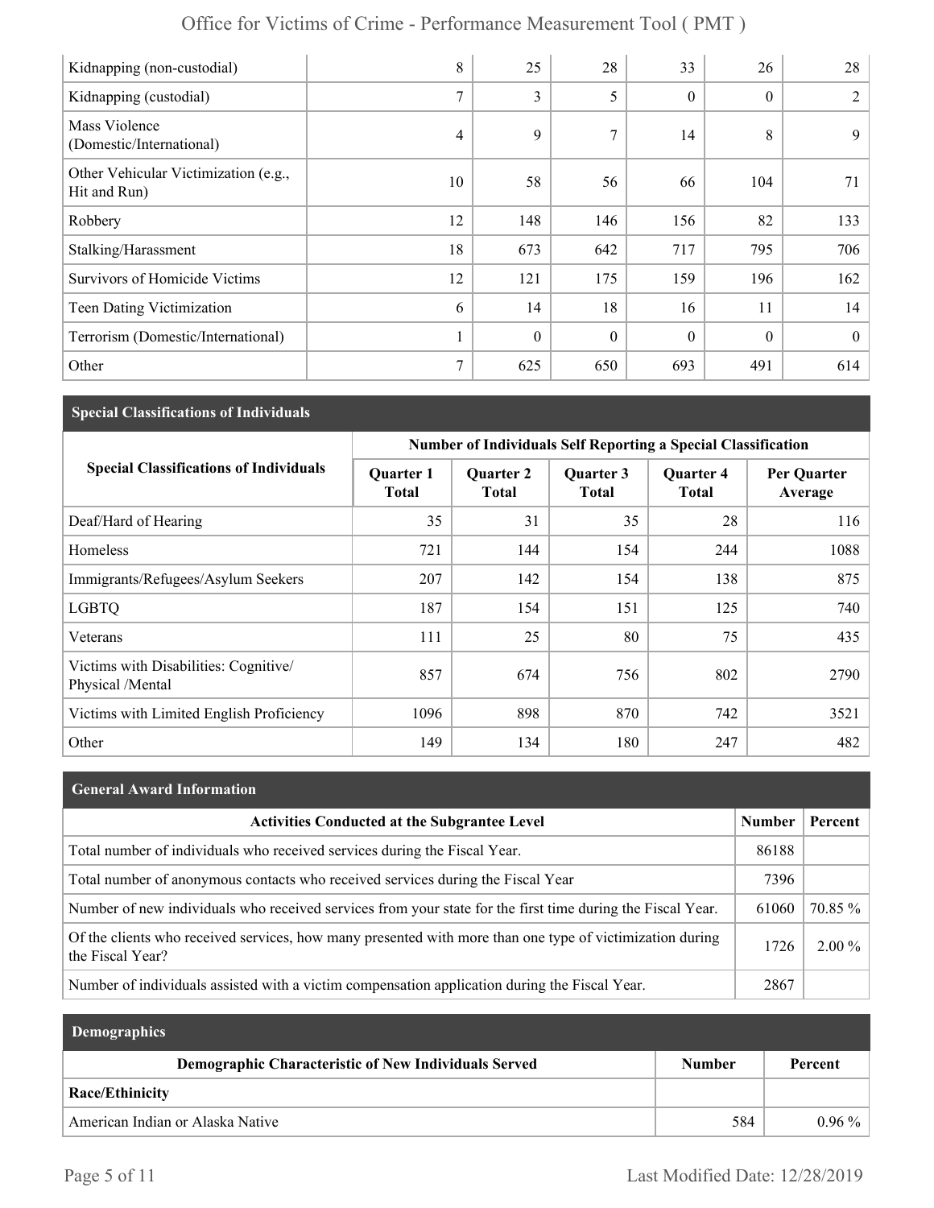| | | | | | | |
|---|---|---|---|---|---|---|
| Kidnapping (non-custodial) | 8 | 25 | 28 | 33 | 26 | 28 |
| Kidnapping (custodial) | 7 | 3 | 5 | 0 | 0 | 2 |
| Mass Violence (Domestic/International) | 4 | 9 | 7 | 14 | 8 | 9 |
| Other Vehicular Victimization (e.g., Hit and Run) | 10 | 58 | 56 | 66 | 104 | 71 |
| Robbery | 12 | 148 | 146 | 156 | 82 | 133 |
| Stalking/Harassment | 18 | 673 | 642 | 717 | 795 | 706 |
| Survivors of Homicide Victims | 12 | 121 | 175 | 159 | 196 | 162 |
| Teen Dating Victimization | 6 | 14 | 18 | 16 | 11 | 14 |
| Terrorism (Domestic/International) | 1 | 0 | 0 | 0 | 0 | 0 |
| Other | 7 | 625 | 650 | 693 | 491 | 614 |

## Special Classifications of Individuals

| Special Classifications of Individuals | Number of Individuals Self Reporting a Special Classification | | | | |
|---|---|---|---|---|---|
| | Quarter 1 Total | Quarter 2 Total | Quarter 3 Total | Quarter 4 Total | Per Quarter Average |
| Deaf/Hard of Hearing | 35 | 31 | 35 | 28 | 116 |
| Homeless | 721 | 144 | 154 | 244 | 1088 |
| Immigrants/Refugees/Asylum Seekers | 207 | 142 | 154 | 138 | 875 |
| LGBTQ | 187 | 154 | 151 | 125 | 740 |
| Veterans | 111 | 25 | 80 | 75 | 435 |
| Victims with Disabilities: Cognitive/ Physical /Mental | 857 | 674 | 756 | 802 | 2790 |
| Victims with Limited English Proficiency | 1096 | 898 | 870 | 742 | 3521 |
| Other | 149 | 134 | 180 | 247 | 482 |

## General Award Information

| Activities Conducted at the Subgrantee Level | Number | Percent |
|---|---|---|
| Total number of individuals who received services during the Fiscal Year. | 86188 | |
| Total number of anonymous contacts who received services during the Fiscal Year | 7396 | |
| Number of new individuals who received services from your state for the first time during the Fiscal Year. | 61060 | 70.85 % |
| Of the clients who received services, how many presented with more than one type of victimization during the Fiscal Year? | 1726 | 2.00 % |
| Number of individuals assisted with a victim compensation application during the Fiscal Year. | 2867 | |

## Demographics

| Demographic Characteristic of New Individuals Served | Number | Percent |
|---|---|---|
| **Race/Ethinicity** | | |
| American Indian or Alaska Native | 584 | 0.96 % |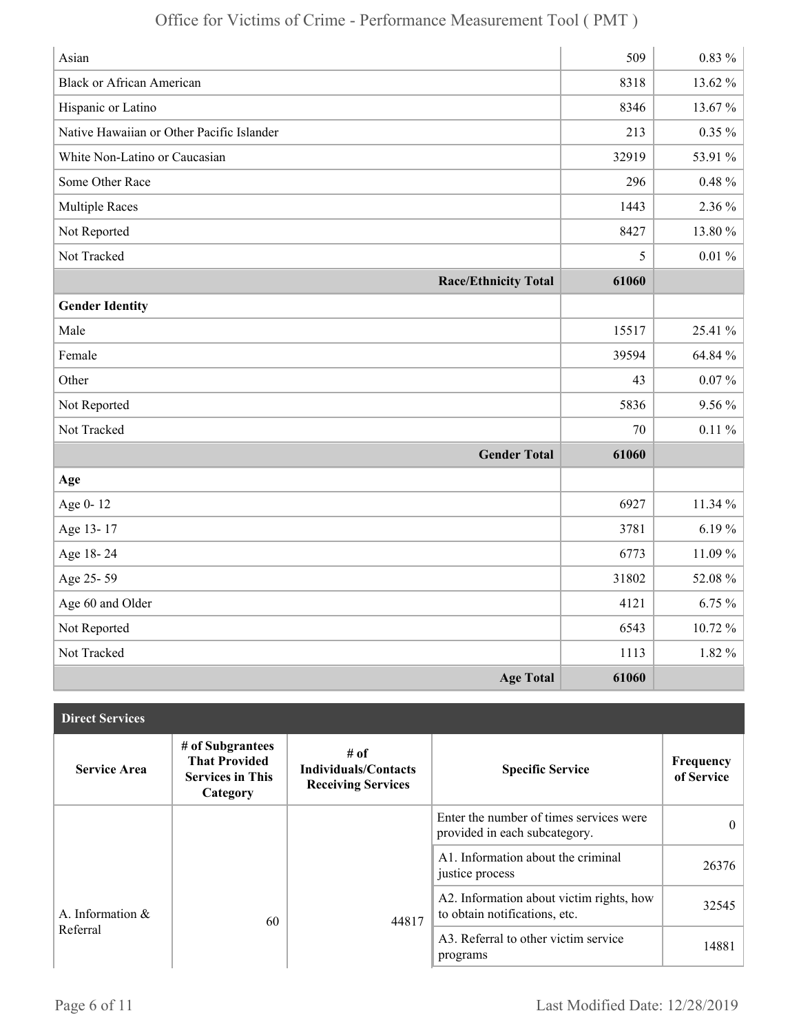| | | |
|---|---|---|
| Asian | 509 | 0.83 % |
| Black or African American | 8318 | 13.62 % |
| Hispanic or Latino | 8346 | 13.67 % |
| Native Hawaiian or Other Pacific Islander | 213 | 0.35 % |
| White Non-Latino or Caucasian | 32919 | 53.91 % |
| Some Other Race | 296 | 0.48 % |
| Multiple Races | 1443 | 2.36 % |
| Not Reported | 8427 | 13.80 % |
| Not Tracked | 5 | 0.01 % |
| **Race/Ethnicity Total** | **61060** | |
| **Gender Identity** | | |
| Male | 15517 | 25.41 % |
| Female | 39594 | 64.84 % |
| Other | 43 | 0.07 % |
| Not Reported | 5836 | 9.56 % |
| Not Tracked | 70 | 0.11 % |
| **Gender Total** | **61060** | |
| **Age** | | |
| Age 0- 12 | 6927 | 11.34 % |
| Age 13- 17 | 3781 | 6.19 % |
| Age 18- 24 | 6773 | 11.09 % |
| Age 25- 59 | 31802 | 52.08 % |
| Age 60 and Older | 4121 | 6.75 % |
| Not Reported | 6543 | 10.72 % |
| Not Tracked | 1113 | 1.82 % |
| **Age Total** | **61060** | |

**Direct Services**

| Service Area | # of Subgrantees That Provided Services in This Category | # of Individuals/Contacts Receiving Services | Specific Service | Frequency of Service |
|---|---|---|---|---|
| A. Information & Referral | 60 | 44817 | Enter the number of times services were provided in each subcategory. | 0 |
| | | | A1. Information about the criminal justice process | 26376 |
| | | | A2. Information about victim rights, how to obtain notifications, etc. | 32545 |
| | | | A3. Referral to other victim service programs | 14881 |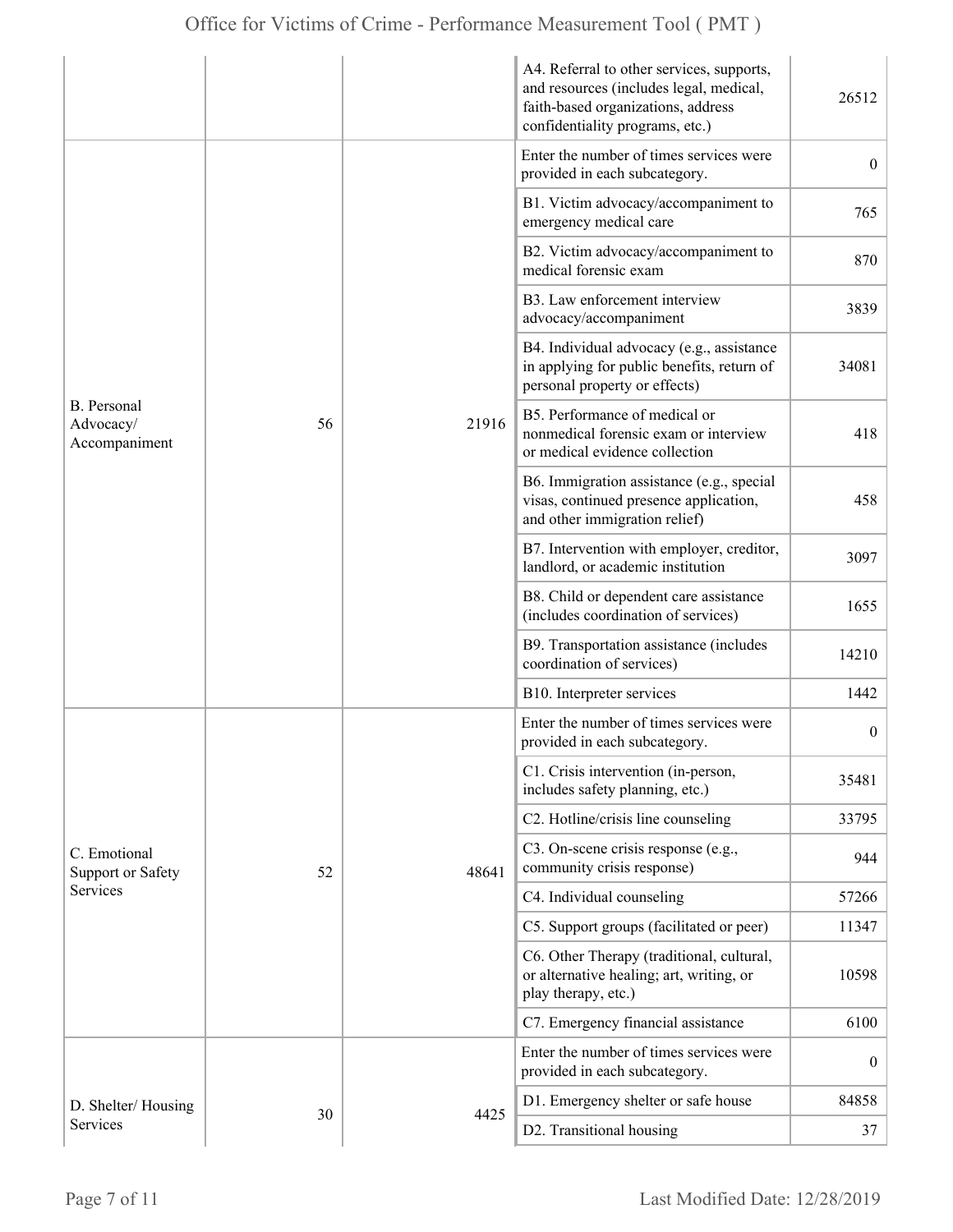| | | | | |
|---|---|---|---|---|
| | | | A4. Referral to other services, supports, and resources (includes legal, medical, faith-based organizations, address confidentiality programs, etc.) | 26512 |
| B. Personal Advocacy/ Accompaniment | 56 | 21916 | Enter the number of times services were provided in each subcategory. | 0 |
| | | | B1. Victim advocacy/accompaniment to emergency medical care | 765 |
| | | | B2. Victim advocacy/accompaniment to medical forensic exam | 870 |
| | | | B3. Law enforcement interview advocacy/accompaniment | 3839 |
| | | | B4. Individual advocacy (e.g., assistance in applying for public benefits, return of personal property or effects) | 34081 |
| | | | B5. Performance of medical or nonmedical forensic exam or interview or medical evidence collection | 418 |
| | | | B6. Immigration assistance (e.g., special visas, continued presence application, and other immigration relief) | 458 |
| | | | B7. Intervention with employer, creditor, landlord, or academic institution | 3097 |
| | | | B8. Child or dependent care assistance (includes coordination of services) | 1655 |
| | | | B9. Transportation assistance (includes coordination of services) | 14210 |
| | | | B10. Interpreter services | 1442 |
| C. Emotional Support or Safety Services | 52 | 48641 | Enter the number of times services were provided in each subcategory. | 0 |
| | | | C1. Crisis intervention (in-person, includes safety planning, etc.) | 35481 |
| | | | C2. Hotline/crisis line counseling | 33795 |
| | | | C3. On-scene crisis response (e.g., community crisis response) | 944 |
| | | | C4. Individual counseling | 57266 |
| | | | C5. Support groups (facilitated or peer) | 11347 |
| | | | C6. Other Therapy (traditional, cultural, or alternative healing; art, writing, or play therapy, etc.) | 10598 |
| | | | C7. Emergency financial assistance | 6100 |
| D. Shelter/ Housing Services | 30 | 4425 | Enter the number of times services were provided in each subcategory. | 0 |
| | | | D1. Emergency shelter or safe house | 84858 |
| | | | D2. Transitional housing | 37 |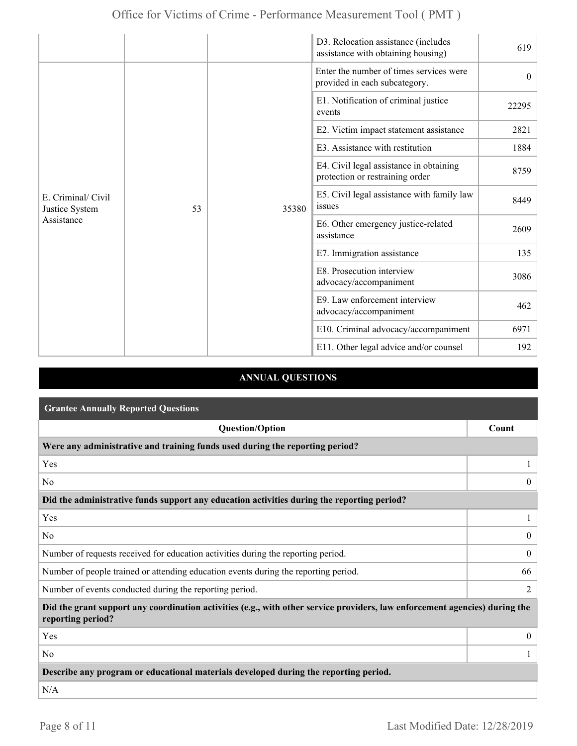| | | | | |
|---|---|---|---|---|
| | | | D3. Relocation assistance (includes assistance with obtaining housing) | 619 |
| E. Criminal/ Civil Justice System Assistance | 53 | 35380 | Enter the number of times services were provided in each subcategory. | 0 |
| | | | E1. Notification of criminal justice events | 22295 |
| | | | E2. Victim impact statement assistance | 2821 |
| | | | E3. Assistance with restitution | 1884 |
| | | | E4. Civil legal assistance in obtaining protection or restraining order | 8759 |
| | | | E5. Civil legal assistance with family law issues | 8449 |
| | | | E6. Other emergency justice-related assistance | 2609 |
| | | | E7. Immigration assistance | 135 |
| | | | E8. Prosecution interview advocacy/accompaniment | 3086 |
| | | | E9. Law enforcement interview advocacy/accompaniment | 462 |
| | | | E10. Criminal advocacy/accompaniment | 6971 |
| | | | E11. Other legal advice and/or counsel | 192 |

## ANNUAL QUESTIONS

### Grantee Annually Reported Questions

| Question/Option | Count |
|---|---|
| **Were any administrative and training funds used during the reporting period?** | |
| Yes | 1 |
| No | 0 |
| **Did the administrative funds support any education activities during the reporting period?** | |
| Yes | 1 |
| No | 0 |
| Number of requests received for education activities during the reporting period. | 0 |
| Number of people trained or attending education events during the reporting period. | 66 |
| Number of events conducted during the reporting period. | 2 |
| **Did the grant support any coordination activities (e.g., with other service providers, law enforcement agencies) during the reporting period?** | |
| Yes | 0 |
| No | 1 |
| **Describe any program or educational materials developed during the reporting period.** | |
| N/A | |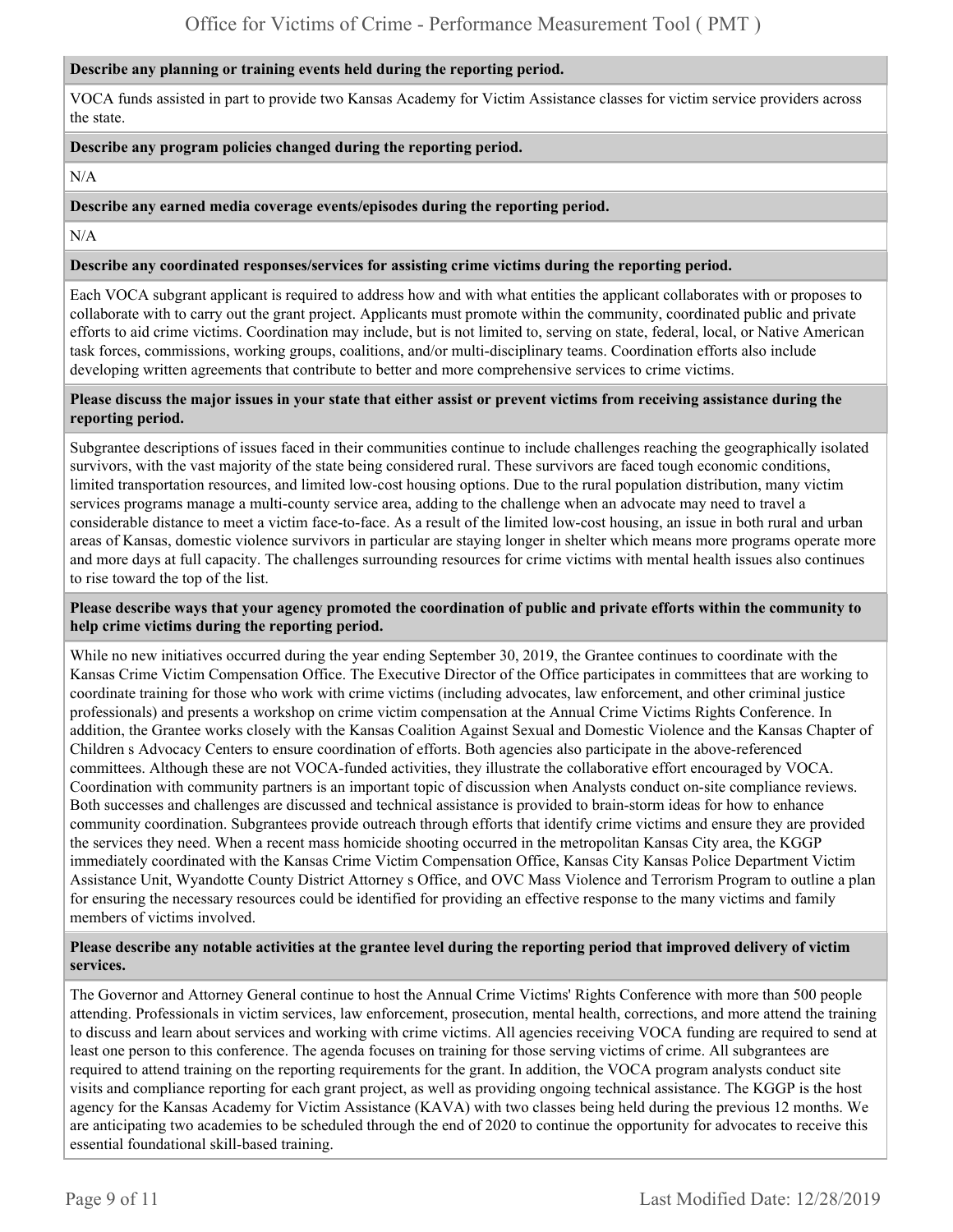**Describe any planning or training events held during the reporting period.**

VOCA funds assisted in part to provide two Kansas Academy for Victim Assistance classes for victim service providers across the state.

**Describe any program policies changed during the reporting period.**

N/A

**Describe any earned media coverage events/episodes during the reporting period.**

N/A

**Describe any coordinated responses/services for assisting crime victims during the reporting period.**

Each VOCA subgrant applicant is required to address how and with what entities the applicant collaborates with or proposes to collaborate with to carry out the grant project. Applicants must promote within the community, coordinated public and private efforts to aid crime victims. Coordination may include, but is not limited to, serving on state, federal, local, or Native American task forces, commissions, working groups, coalitions, and/or multi-disciplinary teams. Coordination efforts also include developing written agreements that contribute to better and more comprehensive services to crime victims.

**Please discuss the major issues in your state that either assist or prevent victims from receiving assistance during the reporting period.**

Subgrantee descriptions of issues faced in their communities continue to include challenges reaching the geographically isolated survivors, with the vast majority of the state being considered rural. These survivors are faced tough economic conditions, limited transportation resources, and limited low-cost housing options. Due to the rural population distribution, many victim services programs manage a multi-county service area, adding to the challenge when an advocate may need to travel a considerable distance to meet a victim face-to-face. As a result of the limited low-cost housing, an issue in both rural and urban areas of Kansas, domestic violence survivors in particular are staying longer in shelter which means more programs operate more and more days at full capacity. The challenges surrounding resources for crime victims with mental health issues also continues to rise toward the top of the list.

**Please describe ways that your agency promoted the coordination of public and private efforts within the community to help crime victims during the reporting period.**

While no new initiatives occurred during the year ending September 30, 2019, the Grantee continues to coordinate with the Kansas Crime Victim Compensation Office. The Executive Director of the Office participates in committees that are working to coordinate training for those who work with crime victims (including advocates, law enforcement, and other criminal justice professionals) and presents a workshop on crime victim compensation at the Annual Crime Victims Rights Conference. In addition, the Grantee works closely with the Kansas Coalition Against Sexual and Domestic Violence and the Kansas Chapter of Children s Advocacy Centers to ensure coordination of efforts. Both agencies also participate in the above-referenced committees. Although these are not VOCA-funded activities, they illustrate the collaborative effort encouraged by VOCA. Coordination with community partners is an important topic of discussion when Analysts conduct on-site compliance reviews. Both successes and challenges are discussed and technical assistance is provided to brain-storm ideas for how to enhance community coordination. Subgrantees provide outreach through efforts that identify crime victims and ensure they are provided the services they need. When a recent mass homicide shooting occurred in the metropolitan Kansas City area, the KGGP immediately coordinated with the Kansas Crime Victim Compensation Office, Kansas City Kansas Police Department Victim Assistance Unit, Wyandotte County District Attorney s Office, and OVC Mass Violence and Terrorism Program to outline a plan for ensuring the necessary resources could be identified for providing an effective response to the many victims and family members of victims involved.

**Please describe any notable activities at the grantee level during the reporting period that improved delivery of victim services.**

The Governor and Attorney General continue to host the Annual Crime Victims' Rights Conference with more than 500 people attending. Professionals in victim services, law enforcement, prosecution, mental health, corrections, and more attend the training to discuss and learn about services and working with crime victims. All agencies receiving VOCA funding are required to send at least one person to this conference. The agenda focuses on training for those serving victims of crime. All subgrantees are required to attend training on the reporting requirements for the grant. In addition, the VOCA program analysts conduct site visits and compliance reporting for each grant project, as well as providing ongoing technical assistance. The KGGP is the host agency for the Kansas Academy for Victim Assistance (KAVA) with two classes being held during the previous 12 months. We are anticipating two academies to be scheduled through the end of 2020 to continue the opportunity for advocates to receive this essential foundational skill-based training.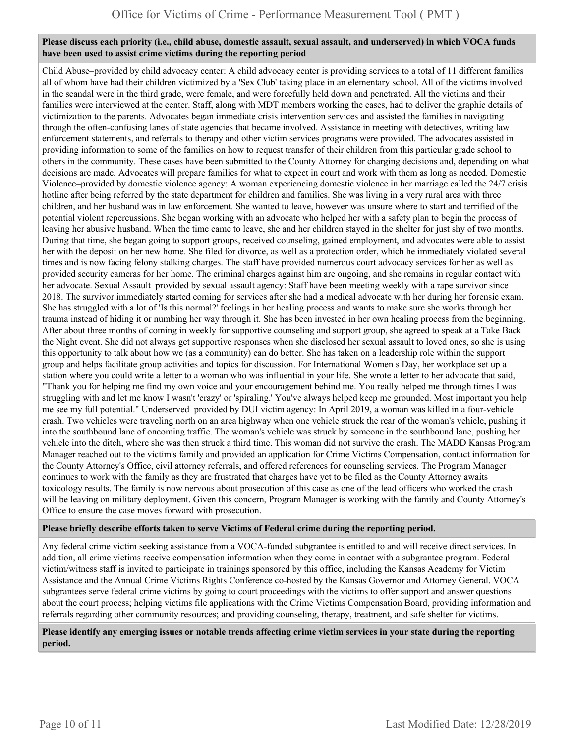**Please discuss each priority (i.e., child abuse, domestic assault, sexual assault, and underserved) in which VOCA funds have been used to assist crime victims during the reporting period**

Child Abuse–provided by child advocacy center: A child advocacy center is providing services to a total of 11 different families all of whom have had their children victimized by a 'Sex Club' taking place in an elementary school. All of the victims involved in the scandal were in the third grade, were female, and were forcefully held down and penetrated. All the victims and their families were interviewed at the center. Staff, along with MDT members working the cases, had to deliver the graphic details of victimization to the parents. Advocates began immediate crisis intervention services and assisted the families in navigating through the often-confusing lanes of state agencies that became involved. Assistance in meeting with detectives, writing law enforcement statements, and referrals to therapy and other victim services programs were provided. The advocates assisted in providing information to some of the families on how to request transfer of their children from this particular grade school to others in the community. These cases have been submitted to the County Attorney for charging decisions and, depending on what decisions are made, Advocates will prepare families for what to expect in court and work with them as long as needed. Domestic Violence–provided by domestic violence agency: A woman experiencing domestic violence in her marriage called the 24/7 crisis hotline after being referred by the state department for children and families. She was living in a very rural area with three children, and her husband was in law enforcement. She wanted to leave, however was unsure where to start and terrified of the potential violent repercussions. She began working with an advocate who helped her with a safety plan to begin the process of leaving her abusive husband. When the time came to leave, she and her children stayed in the shelter for just shy of two months. During that time, she began going to support groups, received counseling, gained employment, and advocates were able to assist her with the deposit on her new home. She filed for divorce, as well as a protection order, which he immediately violated several times and is now facing felony stalking charges. The staff have provided numerous court advocacy services for her as well as provided security cameras for her home. The criminal charges against him are ongoing, and she remains in regular contact with her advocate. Sexual Assault–provided by sexual assault agency: Staff have been meeting weekly with a rape survivor since 2018. The survivor immediately started coming for services after she had a medical advocate with her during her forensic exam. She has struggled with a lot of 'Is this normal?' feelings in her healing process and wants to make sure she works through her trauma instead of hiding it or numbing her way through it. She has been invested in her own healing process from the beginning. After about three months of coming in weekly for supportive counseling and support group, she agreed to speak at a Take Back the Night event. She did not always get supportive responses when she disclosed her sexual assault to loved ones, so she is using this opportunity to talk about how we (as a community) can do better. She has taken on a leadership role within the support group and helps facilitate group activities and topics for discussion. For International Women s Day, her workplace set up a station where you could write a letter to a woman who was influential in your life. She wrote a letter to her advocate that said, "Thank you for helping me find my own voice and your encouragement behind me. You really helped me through times I was struggling with and let me know I wasn't 'crazy' or 'spiraling.' You've always helped keep me grounded. Most important you help me see my full potential." Underserved–provided by DUI victim agency: In April 2019, a woman was killed in a four-vehicle crash. Two vehicles were traveling north on an area highway when one vehicle struck the rear of the woman's vehicle, pushing it into the southbound lane of oncoming traffic. The woman's vehicle was struck by someone in the southbound lane, pushing her vehicle into the ditch, where she was then struck a third time. This woman did not survive the crash. The MADD Kansas Program Manager reached out to the victim's family and provided an application for Crime Victims Compensation, contact information for the County Attorney's Office, civil attorney referrals, and offered references for counseling services. The Program Manager continues to work with the family as they are frustrated that charges have yet to be filed as the County Attorney awaits toxicology results. The family is now nervous about prosecution of this case as one of the lead officers who worked the crash will be leaving on military deployment. Given this concern, Program Manager is working with the family and County Attorney's Office to ensure the case moves forward with prosecution.

**Please briefly describe efforts taken to serve Victims of Federal crime during the reporting period.**

Any federal crime victim seeking assistance from a VOCA-funded subgrantee is entitled to and will receive direct services. In addition, all crime victims receive compensation information when they come in contact with a subgrantee program. Federal victim/witness staff is invited to participate in trainings sponsored by this office, including the Kansas Academy for Victim Assistance and the Annual Crime Victims Rights Conference co-hosted by the Kansas Governor and Attorney General. VOCA subgrantees serve federal crime victims by going to court proceedings with the victims to offer support and answer questions about the court process; helping victims file applications with the Crime Victims Compensation Board, providing information and referrals regarding other community resources; and providing counseling, therapy, treatment, and safe shelter for victims.

**Please identify any emerging issues or notable trends affecting crime victim services in your state during the reporting period.**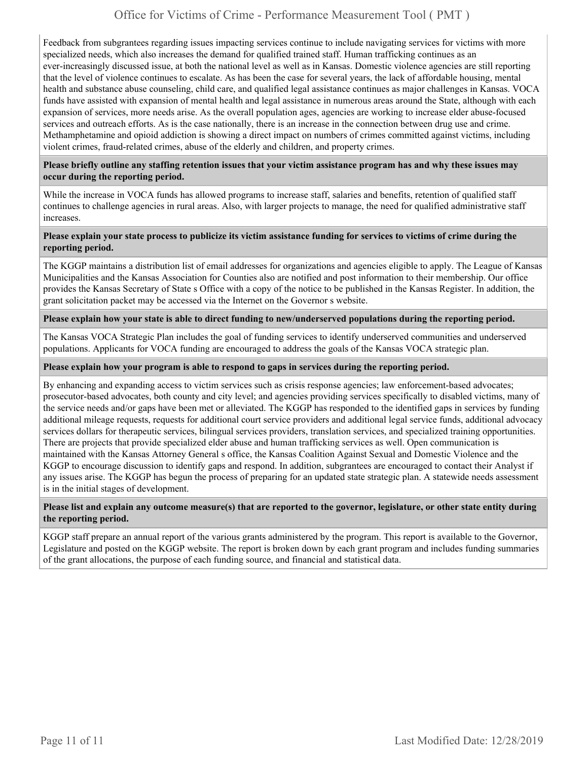Feedback from subgrantees regarding issues impacting services continue to include navigating services for victims with more specialized needs, which also increases the demand for qualified trained staff. Human trafficking continues as an ever-increasingly discussed issue, at both the national level as well as in Kansas. Domestic violence agencies are still reporting that the level of violence continues to escalate. As has been the case for several years, the lack of affordable housing, mental health and substance abuse counseling, child care, and qualified legal assistance continues as major challenges in Kansas. VOCA funds have assisted with expansion of mental health and legal assistance in numerous areas around the State, although with each expansion of services, more needs arise. As the overall population ages, agencies are working to increase elder abuse-focused services and outreach efforts. As is the case nationally, there is an increase in the connection between drug use and crime. Methamphetamine and opioid addiction is showing a direct impact on numbers of crimes committed against victims, including violent crimes, fraud-related crimes, abuse of the elderly and children, and property crimes.

**Please briefly outline any staffing retention issues that your victim assistance program has and why these issues may occur during the reporting period.**

While the increase in VOCA funds has allowed programs to increase staff, salaries and benefits, retention of qualified staff continues to challenge agencies in rural areas. Also, with larger projects to manage, the need for qualified administrative staff increases.

**Please explain your state process to publicize its victim assistance funding for services to victims of crime during the reporting period.**

The KGGP maintains a distribution list of email addresses for organizations and agencies eligible to apply. The League of Kansas Municipalities and the Kansas Association for Counties also are notified and post information to their membership. Our office provides the Kansas Secretary of State s Office with a copy of the notice to be published in the Kansas Register. In addition, the grant solicitation packet may be accessed via the Internet on the Governor s website.

**Please explain how your state is able to direct funding to new/underserved populations during the reporting period.**

The Kansas VOCA Strategic Plan includes the goal of funding services to identify underserved communities and underserved populations. Applicants for VOCA funding are encouraged to address the goals of the Kansas VOCA strategic plan.

**Please explain how your program is able to respond to gaps in services during the reporting period.**

By enhancing and expanding access to victim services such as crisis response agencies; law enforcement-based advocates; prosecutor-based advocates, both county and city level; and agencies providing services specifically to disabled victims, many of the service needs and/or gaps have been met or alleviated. The KGGP has responded to the identified gaps in services by funding additional mileage requests, requests for additional court service providers and additional legal service funds, additional advocacy services dollars for therapeutic services, bilingual services providers, translation services, and specialized training opportunities. There are projects that provide specialized elder abuse and human trafficking services as well. Open communication is maintained with the Kansas Attorney General s office, the Kansas Coalition Against Sexual and Domestic Violence and the KGGP to encourage discussion to identify gaps and respond. In addition, subgrantees are encouraged to contact their Analyst if any issues arise. The KGGP has begun the process of preparing for an updated state strategic plan. A statewide needs assessment is in the initial stages of development.

**Please list and explain any outcome measure(s) that are reported to the governor, legislature, or other state entity during the reporting period.**

KGGP staff prepare an annual report of the various grants administered by the program. This report is available to the Governor, Legislature and posted on the KGGP website. The report is broken down by each grant program and includes funding summaries of the grant allocations, the purpose of each funding source, and financial and statistical data.